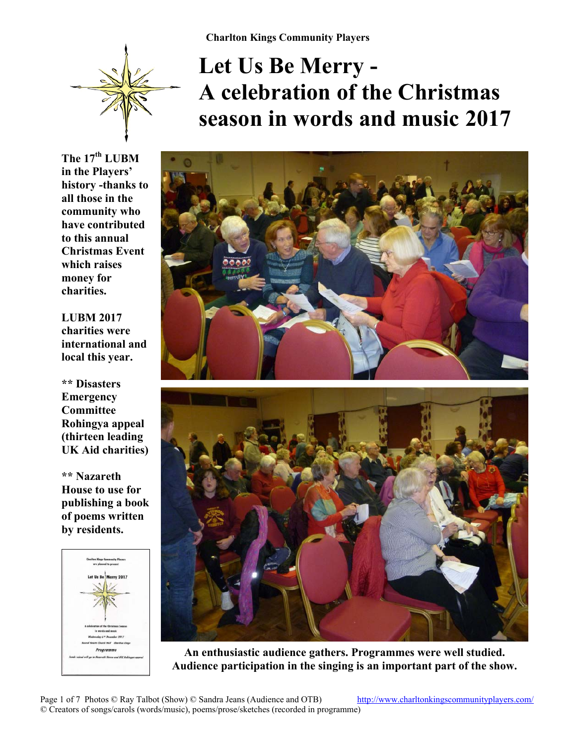**Charlton Kings Community Players**

# Let Us Be Merry - A celebration of the Christmas season in words and music 2017

**The 17th LUBM in the Players' history -thanks to all those in the community who have contributed to this annual Christmas Event which raises money for charities.**

**LUBM 2017 charities were international and local this year.**

**\*\* Disasters Emergency Committee Rohingya appeal (thirteen leading UK Aid charities)**

**\*\* Nazareth House to use for publishing a book of poems written by residents.**

**An enthusiastic audience gathers. Programmes were well studied. Audience participation in the singing is an important part of the show.**

Photos © Ray Talbot (Show) © Sandra Jeans (Audience and OTB) http://www.charltonkingscommunityplayers.com/
© Creators of songs/carols (words/music), poems/prose/sketches (recorded in programme)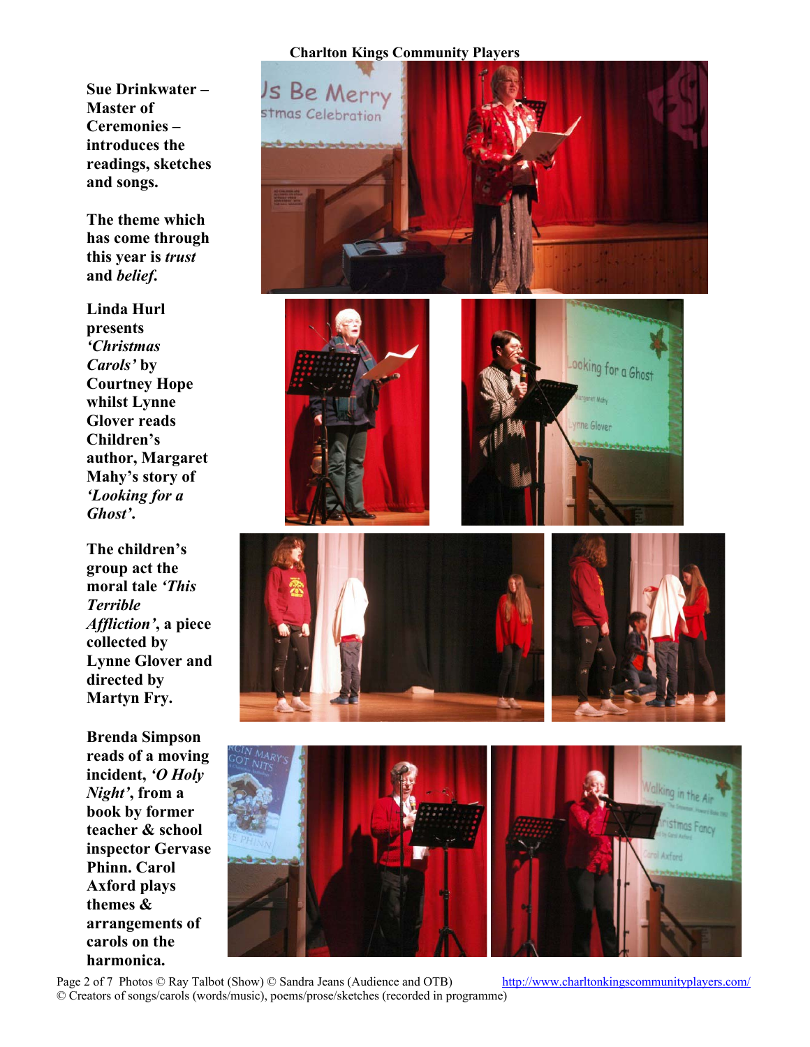**Sue Drinkwater – Master of Ceremonies – introduces the readings, sketches and songs.**

**The theme which has come through this year is *trust* and *belief*.**

**Linda Hurl presents *'Christmas Carols'* by Courtney Hope whilst Lynne Glover reads Children's author, Margaret Mahy's story of *'Looking for a Ghost'*.**

**The children's group act the moral tale *'This Terrible Affliction'*, a piece collected by Lynne Glover and directed by Martyn Fry.**

**Brenda Simpson reads of a moving incident, *'O Holy Night'*, from a book by former teacher & school inspector Gervase Phinn. Carol Axford plays themes & arrangements of carols on the harmonica.**

Photos © Ray Talbot (Show) © Sandra Jeans (Audience and OTB) http://www.charltonkingscommunityplayers.com/
© Creators of songs/carols (words/music), poems/prose/sketches (recorded in programme)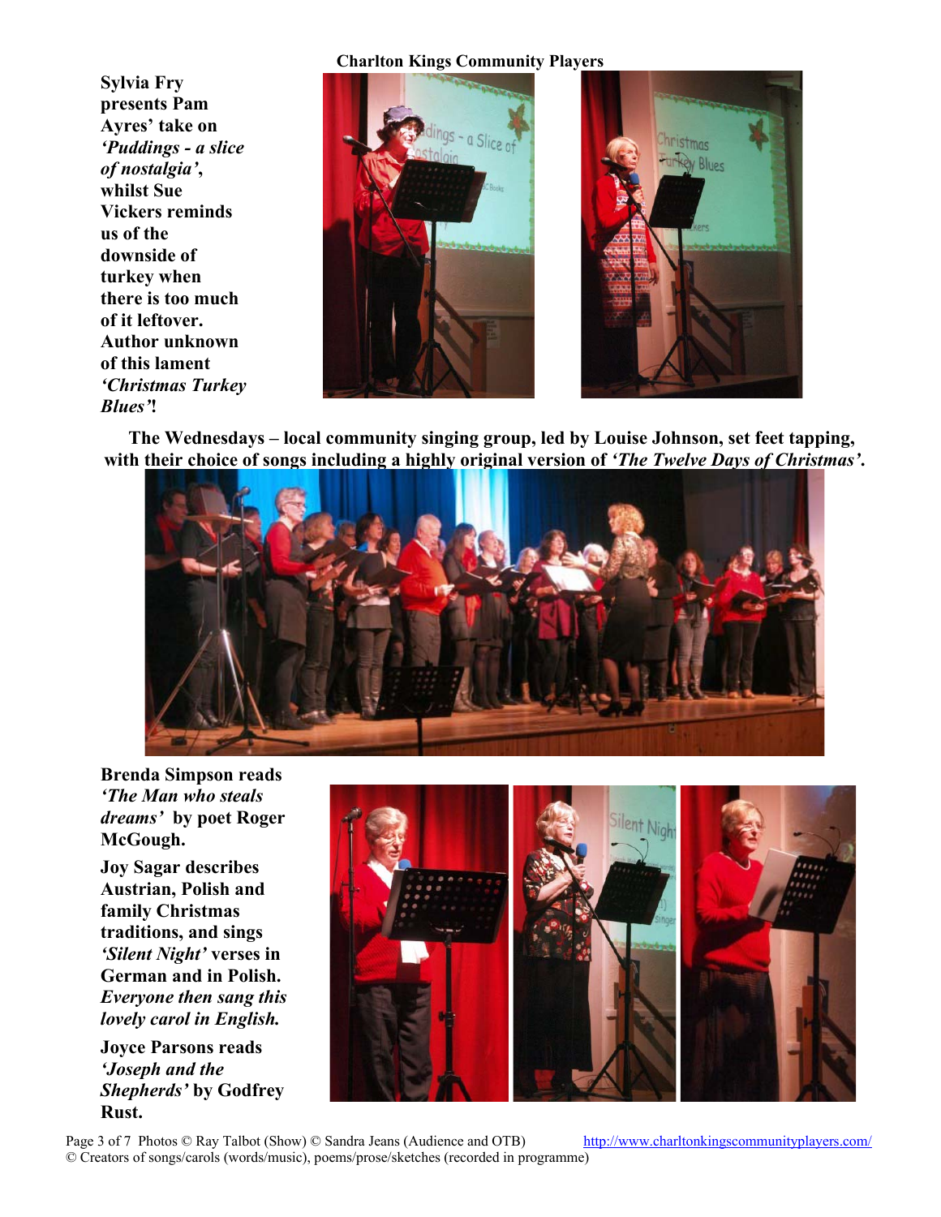**Charlton Kings Community Players**

**Sylvia Fry presents Pam Ayres' take on *'Puddings - a slice of nostalgia'*, whilst Sue Vickers reminds us of the downside of turkey when there is too much of it leftover. Author unknown of this lament *'Christmas Turkey Blues'*!**

**The Wednesdays – local community singing group, led by Louise Johnson, set feet tapping, with their choice of songs including a highly original version of *'The Twelve Days of Christmas'*.**

**Brenda Simpson reads *'The Man who steals dreams'* by poet Roger McGough.**

**Joy Sagar describes Austrian, Polish and family Christmas traditions, and sings *'Silent Night'* verses in German and in Polish. *Everyone then sang this lovely carol in English.***

**Joyce Parsons reads *'Joseph and the Shepherds'* by Godfrey Rust.**

Photos © Ray Talbot (Show) © Sandra Jeans (Audience and OTB) http://www.charltonkingscommunityplayers.com/
© Creators of songs/carols (words/music), poems/prose/sketches (recorded in programme)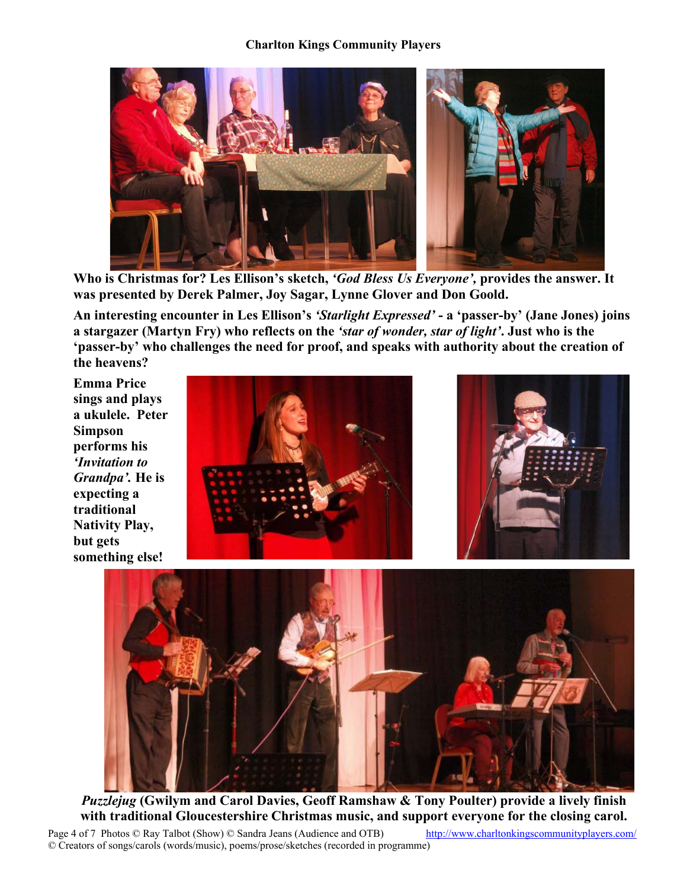**Who is Christmas for? Les Ellison's sketch, *'God Bless Us Everyone'*, provides the answer. It was presented by Derek Palmer, Joy Sagar, Lynne Glover and Don Goold.**

**An interesting encounter in Les Ellison's *'Starlight Expressed'* - a 'passer-by' (Jane Jones) joins a stargazer (Martyn Fry) who reflects on the *'star of wonder, star of light'*. Just who is the 'passer-by' who challenges the need for proof, and speaks with authority about the creation of the heavens?**

**Emma Price sings and plays a ukulele. Peter Simpson performs his *'Invitation to Grandpa'*. He is expecting a traditional Nativity Play, but gets something else!**

***Puzzlejug* (Gwilym and Carol Davies, Geoff Ramshaw & Tony Poulter) provide a lively finish with traditional Gloucestershire Christmas music, and support everyone for the closing carol.**

Photos © Ray Talbot (Show) © Sandra Jeans (Audience and OTB) http://www.charltonkingscommunityplayers.com/
© Creators of songs/carols (words/music), poems/prose/sketches (recorded in programme)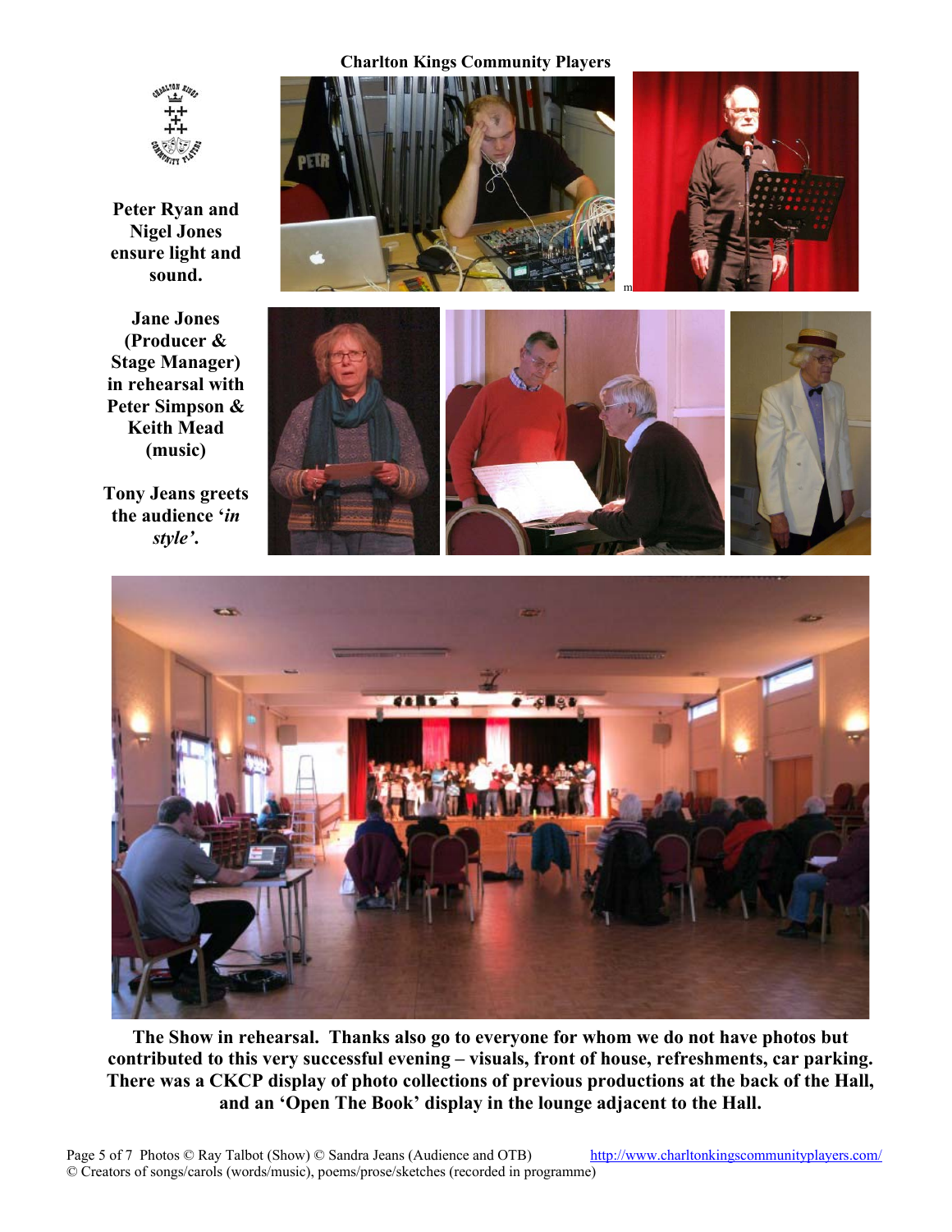Peter Ryan and Nigel Jones ensure light and sound.

Jane Jones (Producer & Stage Manager) in rehearsal with Peter Simpson & Keith Mead (music)

Tony Jeans greets the audience '*in style*'.

**The Show in rehearsal. Thanks also go to everyone for whom we do not have photos but contributed to this very successful evening – visuals, front of house, refreshments, car parking. There was a CKCP display of photo collections of previous productions at the back of the Hall, and an 'Open The Book' display in the lounge adjacent to the Hall.**

Photos © Ray Talbot (Show) © Sandra Jeans (Audience and OTB) http://www.charltonkingscommunityplayers.com/
© Creators of songs/carols (words/music), poems/prose/sketches (recorded in programme)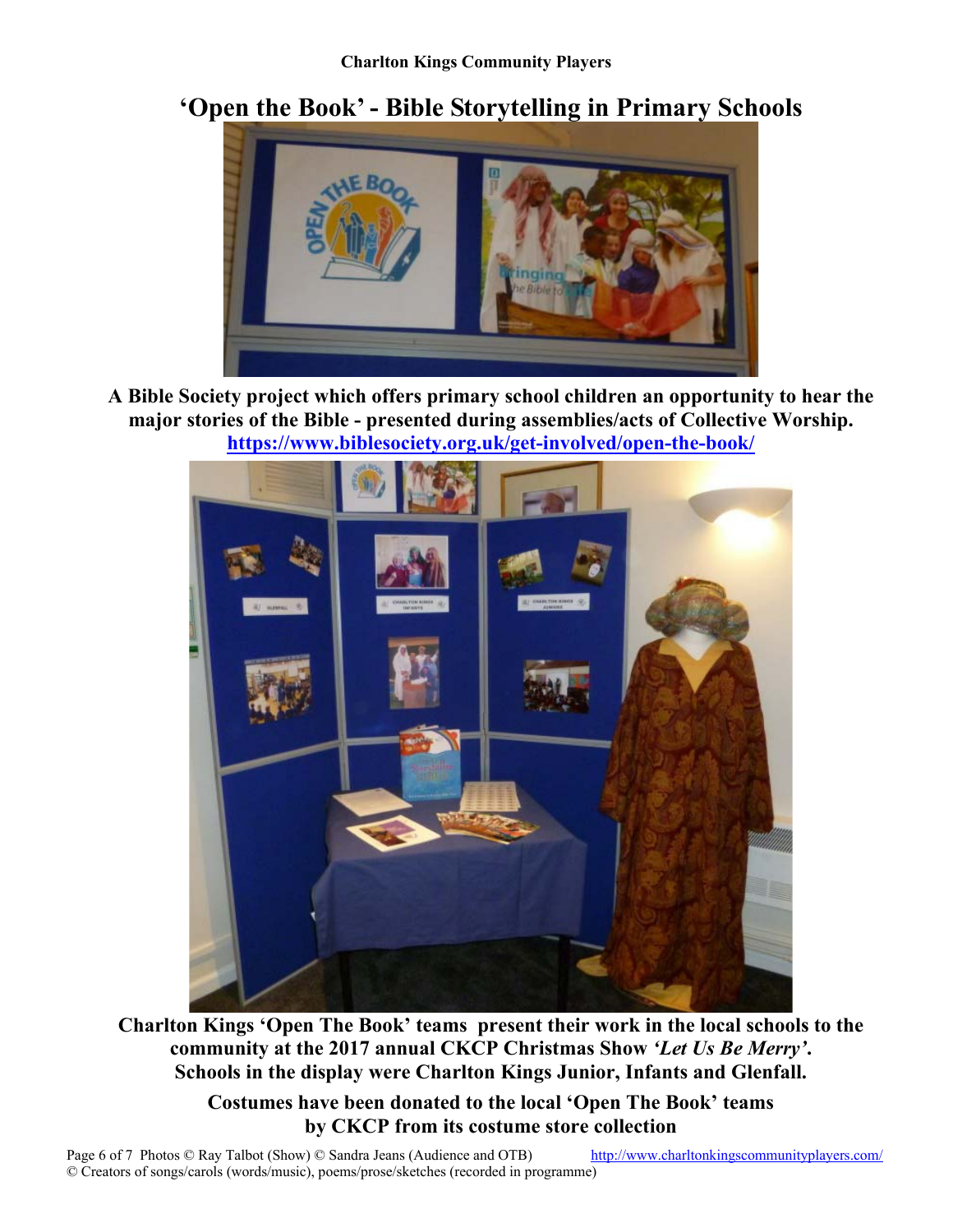# 'Open the Book' - Bible Storytelling in Primary Schools

**A Bible Society project which offers primary school children an opportunity to hear the major stories of the Bible - presented during assemblies/acts of Collective Worship.**
**https://www.biblesociety.org.uk/get-involved/open-the-book/**

**Charlton Kings 'Open The Book' teams present their work in the local schools to the community at the 2017 annual CKCP Christmas Show *'Let Us Be Merry'*.**
**Schools in the display were Charlton Kings Junior, Infants and Glenfall.**

**Costumes have been donated to the local 'Open The Book' teams by CKCP from its costume store collection**

Photos © Ray Talbot (Show) © Sandra Jeans (Audience and OTB) http://www.charltonkingscommunityplayers.com/
© Creators of songs/carols (words/music), poems/prose/sketches (recorded in programme)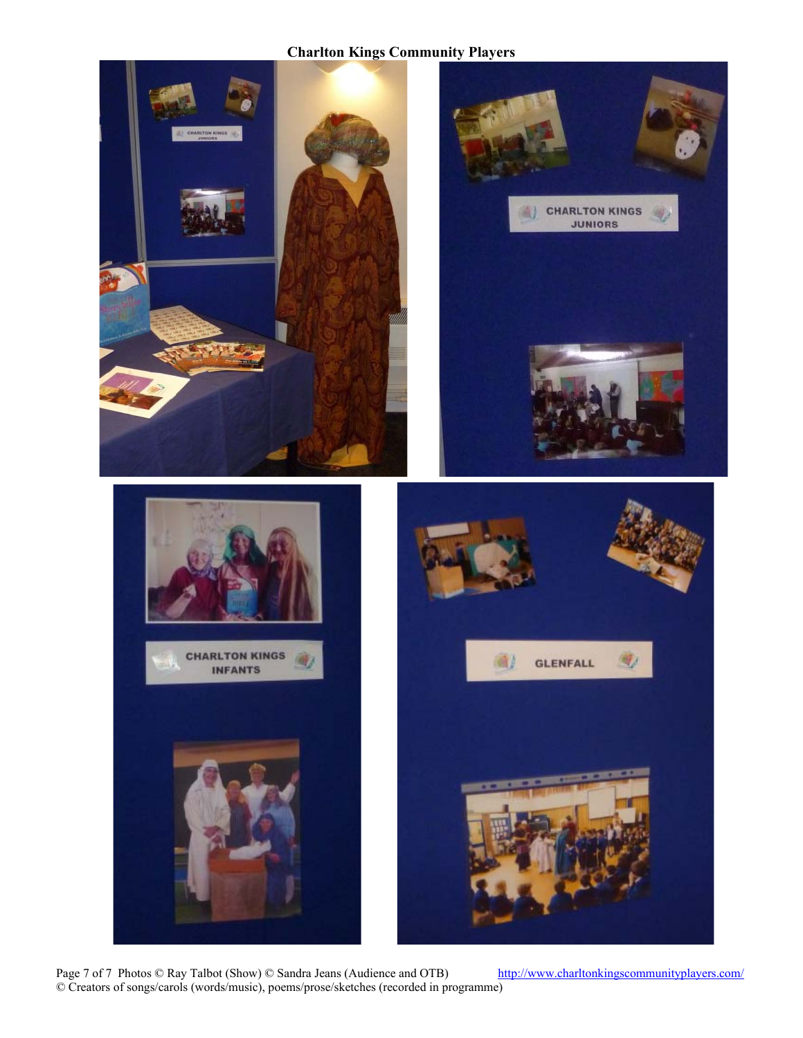**Charlton Kings Community Players**

Photos © Ray Talbot (Show) © Sandra Jeans (Audience and OTB) http://www.charltonkingscommunityplayers.com/
© Creators of songs/carols (words/music), poems/prose/sketches (recorded in programme)